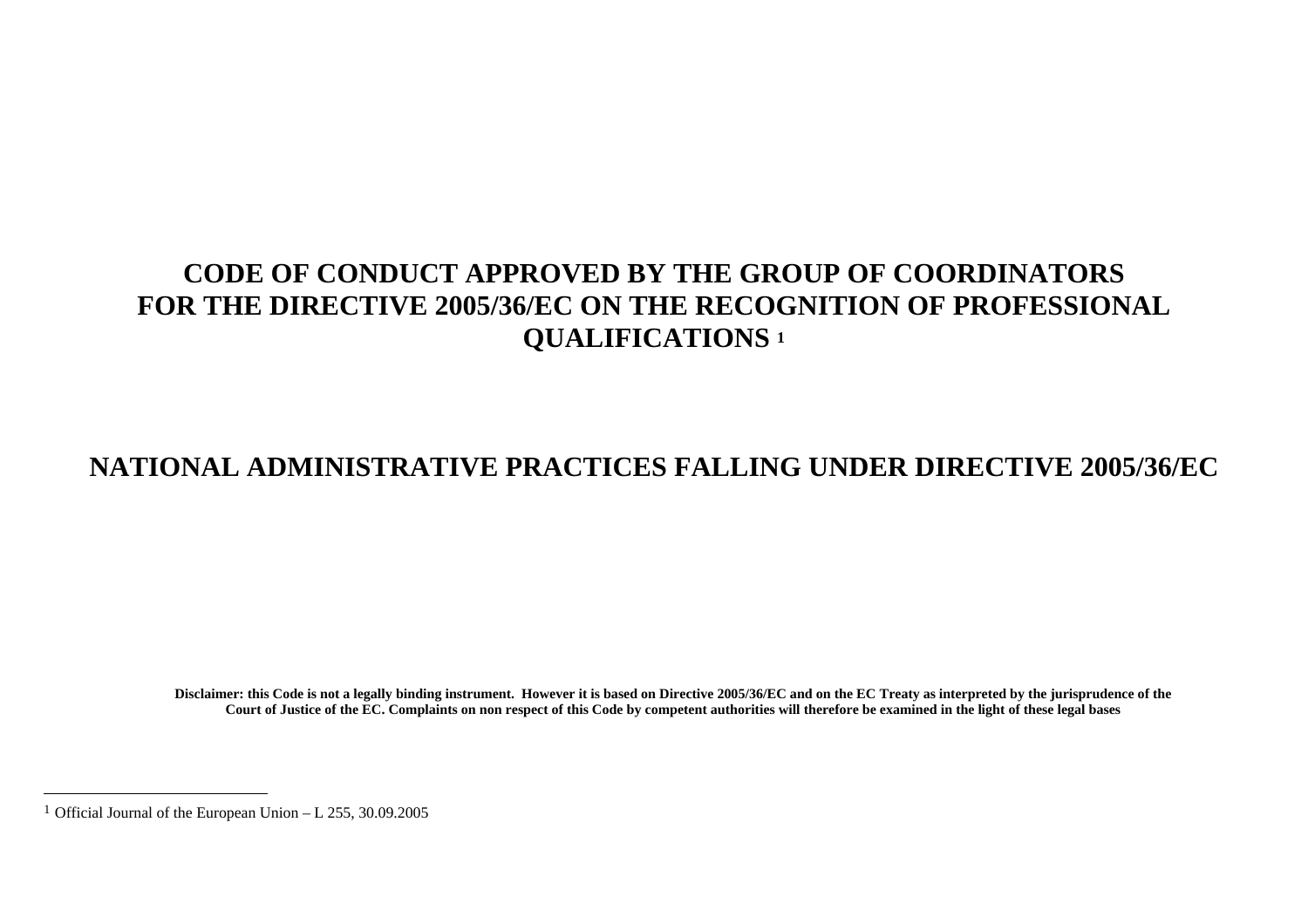# CODE OF CONDUCT APPROVED BY THE GROUP OF COORDINATORS FOR THE DIRECTIVE 2005/36/EC ON THE RECOGNITION OF PROFESSIONAL QUALIFICATIONS [1]

# NATIONAL ADMINISTRATIVE PRACTICES FALLING UNDER DIRECTIVE 2005/36/EC

**Disclaimer: this Code is not a legally binding instrument. However it is based on Directive 2005/36/EC and on the EC Treaty as interpreted by the jurisprudence of the Court of Justice of the EC. Complaints on non respect of this Code by competent authorities will therefore be examined in the light of these legal bases**

---

[1] Official Journal of the European Union – L 255, 30.09.2005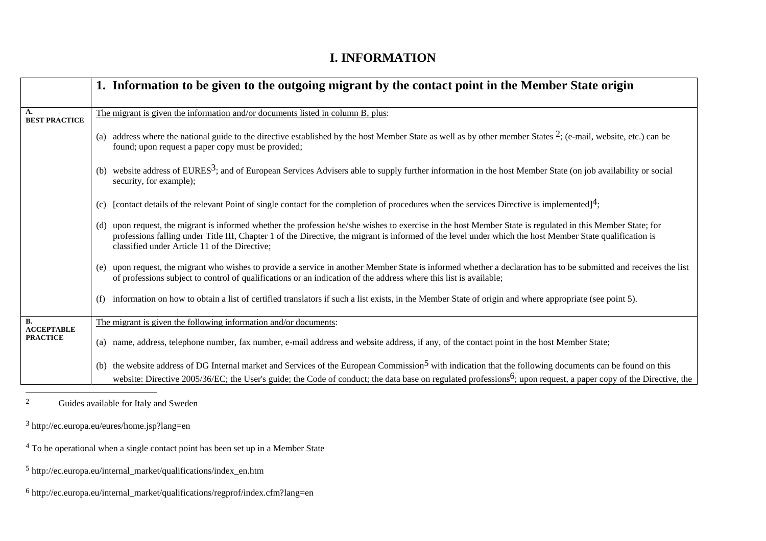# I. INFORMATION

| | 1. Information to be given to the outgoing migrant by the contact point in the Member State origin |
|---|---|
| **A. BEST PRACTICE** | The migrant is given the information and/or documents listed in column B, plus:<br><br>(a) address where the national guide to the directive established by the host Member State as well as by other member States [2]; (e-mail, website, etc.) can be found; upon request a paper copy must be provided;<br><br>(b) website address of EURES[3]; and of European Services Advisers able to supply further information in the host Member State (on job availability or social security, for example);<br><br>(c) [contact details of the relevant Point of single contact for the completion of procedures when the services Directive is implemented][4];<br><br>(d) upon request, the migrant is informed whether the profession he/she wishes to exercise in the host Member State is regulated in this Member State; for professions falling under Title III, Chapter 1 of the Directive, the migrant is informed of the level under which the host Member State qualification is classified under Article 11 of the Directive;<br><br>(e) upon request, the migrant who wishes to provide a service in another Member State is informed whether a declaration has to be submitted and receives the list of professions subject to control of qualifications or an indication of the address where this list is available;<br><br>(f) information on how to obtain a list of certified translators if such a list exists, in the Member State of origin and where appropriate (see point 5). |
| **B. ACCEPTABLE PRACTICE** | The migrant is given the following information and/or documents:<br><br>(a) name, address, telephone number, fax number, e-mail address and website address, if any, of the contact point in the host Member State;<br><br>(b) the website address of DG Internal market and Services of the European Commission[5] with indication that the following documents can be found on this website: Directive 2005/36/EC; the User's guide; the Code of conduct; the data base on regulated professions[6]; upon request, a paper copy of the Directive, the |

[2] Guides available for Italy and Sweden

[3] http://ec.europa.eu/eures/home.jsp?lang=en

[4] To be operational when a single contact point has been set up in a Member State

[5] http://ec.europa.eu/internal_market/qualifications/index_en.htm

[6] http://ec.europa.eu/internal_market/qualifications/regprof/index.cfm?lang=en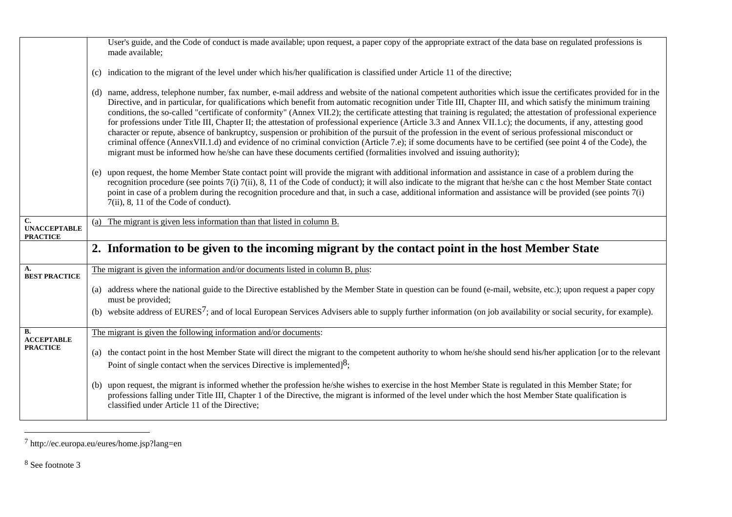| | |
|---|---|
| | User's guide, and the Code of conduct is made available; upon request, a paper copy of the appropriate extract of the data base on regulated professions is made available;<br><br>(c) indication to the migrant of the level under which his/her qualification is classified under Article 11 of the directive;<br><br>(d) name, address, telephone number, fax number, e-mail address and website of the national competent authorities which issue the certificates provided for in the Directive, and in particular, for qualifications which benefit from automatic recognition under Title III, Chapter III, and which satisfy the minimum training conditions, the so-called "certificate of conformity" (Annex VII.2); the certificate attesting that training is regulated; the attestation of professional experience for professions under Title III, Chapter II; the attestation of professional experience (Article 3.3 and Annex VII.1.c); the documents, if any, attesting good character or repute, absence of bankruptcy, suspension or prohibition of the pursuit of the profession in the event of serious professional misconduct or criminal offence (AnnexVII.1.d) and evidence of no criminal conviction (Article 7.e); if some documents have to be certified (see point 4 of the Code), the migrant must be informed how he/she can have these documents certified (formalities involved and issuing authority);<br><br>(e) upon request, the home Member State contact point will provide the migrant with additional information and assistance in case of a problem during the recognition procedure (see points 7(i) 7(ii), 8, 11 of the Code of conduct); it will also indicate to the migrant that he/she can c the host Member State contact point in case of a problem during the recognition procedure and that, in such a case, additional information and assistance will be provided (see points 7(i) 7(ii), 8, 11 of the Code of conduct). |
| **C. UNACCEPTABLE PRACTICE** | (a) The migrant is given less information than that listed in column B. |
| | **2. Information to be given to the incoming migrant by the contact point in the host Member State** |
| **A. BEST PRACTICE** | The migrant is given the information and/or documents listed in column B, plus:<br><br>(a) address where the national guide to the Directive established by the Member State in question can be found (e-mail, website, etc.); upon request a paper copy must be provided;<br>(b) website address of EURES[7]; and of local European Services Advisers able to supply further information (on job availability or social security, for example). |
| **B. ACCEPTABLE PRACTICE** | The migrant is given the following information and/or documents:<br><br>(a) the contact point in the host Member State will direct the migrant to the competent authority to whom he/she should send his/her application [or to the relevant Point of single contact when the services Directive is implemented][8];<br><br>(b) upon request, the migrant is informed whether the profession he/she wishes to exercise in the host Member State is regulated in this Member State; for professions falling under Title III, Chapter 1 of the Directive, the migrant is informed of the level under which the host Member State qualification is classified under Article 11 of the Directive; |

[7] http://ec.europa.eu/eures/home.jsp?lang=en

[8] See footnote 3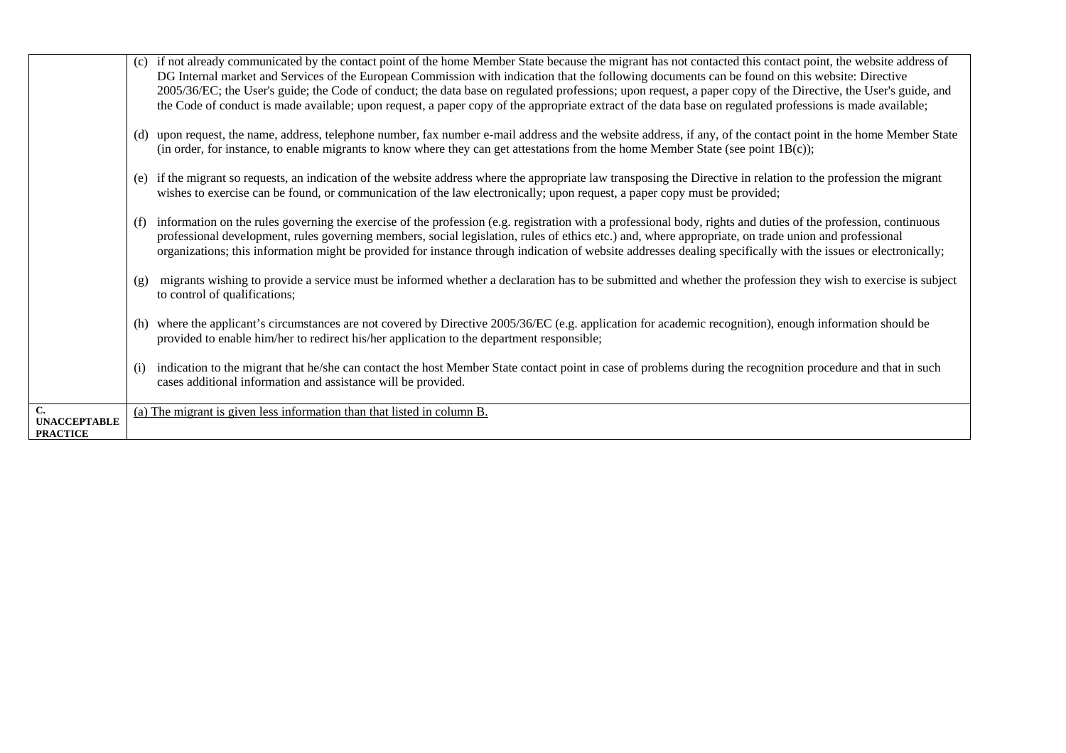| | |
|---|---|
| | (c) if not already communicated by the contact point of the home Member State because the migrant has not contacted this contact point, the website address of DG Internal market and Services of the European Commission with indication that the following documents can be found on this website: Directive 2005/36/EC; the User's guide; the Code of conduct; the data base on regulated professions; upon request, a paper copy of the Directive, the User's guide, and the Code of conduct is made available; upon request, a paper copy of the appropriate extract of the data base on regulated professions is made available;<br><br>(d) upon request, the name, address, telephone number, fax number e-mail address and the website address, if any, of the contact point in the home Member State (in order, for instance, to enable migrants to know where they can get attestations from the home Member State (see point 1B(c));<br><br>(e) if the migrant so requests, an indication of the website address where the appropriate law transposing the Directive in relation to the profession the migrant wishes to exercise can be found, or communication of the law electronically; upon request, a paper copy must be provided;<br><br>(f) information on the rules governing the exercise of the profession (e.g. registration with a professional body, rights and duties of the profession, continuous professional development, rules governing members, social legislation, rules of ethics etc.) and, where appropriate, on trade union and professional organizations; this information might be provided for instance through indication of website addresses dealing specifically with the issues or electronically;<br><br>(g) migrants wishing to provide a service must be informed whether a declaration has to be submitted and whether the profession they wish to exercise is subject to control of qualifications;<br><br>(h) where the applicant's circumstances are not covered by Directive 2005/36/EC (e.g. application for academic recognition), enough information should be provided to enable him/her to redirect his/her application to the department responsible;<br><br>(i) indication to the migrant that he/she can contact the host Member State contact point in case of problems during the recognition procedure and that in such cases additional information and assistance will be provided. |
| **C. UNACCEPTABLE PRACTICE** | <u>(a) The migrant is given less information than that listed in column B.</u> |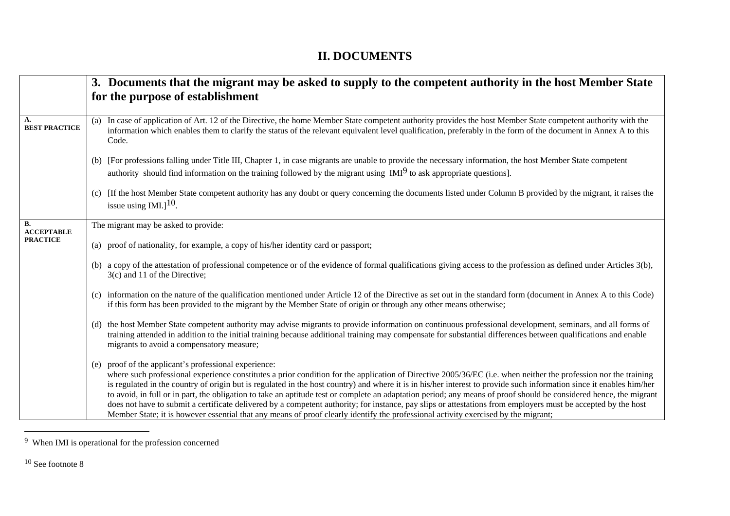## II. DOCUMENTS

| | 3. Documents that the migrant may be asked to supply to the competent authority in the host Member State for the purpose of establishment |
|---|---|
| **A. BEST PRACTICE** | (a) In case of application of Art. 12 of the Directive, the home Member State competent authority provides the host Member State competent authority with the information which enables them to clarify the status of the relevant equivalent level qualification, preferably in the form of the document in Annex A to this Code.<br><br>(b) [For professions falling under Title III, Chapter 1, in case migrants are unable to provide the necessary information, the host Member State competent authority should find information on the training followed by the migrant using IMI[9] to ask appropriate questions].<br><br>(c) [If the host Member State competent authority has any doubt or query concerning the documents listed under Column B provided by the migrant, it raises the issue using IMI.][10]. |
| **B. ACCEPTABLE PRACTICE** | The migrant may be asked to provide:<br><br>(a) proof of nationality, for example, a copy of his/her identity card or passport;<br><br>(b) a copy of the attestation of professional competence or of the evidence of formal qualifications giving access to the profession as defined under Articles 3(b), 3(c) and 11 of the Directive;<br><br>(c) information on the nature of the qualification mentioned under Article 12 of the Directive as set out in the standard form (document in Annex A to this Code) if this form has been provided to the migrant by the Member State of origin or through any other means otherwise;<br><br>(d) the host Member State competent authority may advise migrants to provide information on continuous professional development, seminars, and all forms of training attended in addition to the initial training because additional training may compensate for substantial differences between qualifications and enable migrants to avoid a compensatory measure;<br><br>(e) proof of the applicant's professional experience:<br>where such professional experience constitutes a prior condition for the application of Directive 2005/36/EC (i.e. when neither the profession nor the training is regulated in the country of origin but is regulated in the host country) and where it is in his/her interest to provide such information since it enables him/her to avoid, in full or in part, the obligation to take an aptitude test or complete an adaptation period; any means of proof should be considered hence, the migrant does not have to submit a certificate delivered by a competent authority; for instance, pay slips or attestations from employers must be accepted by the host Member State; it is however essential that any means of proof clearly identify the professional activity exercised by the migrant; |

---

[9] When IMI is operational for the profession concerned

[10] See footnote 8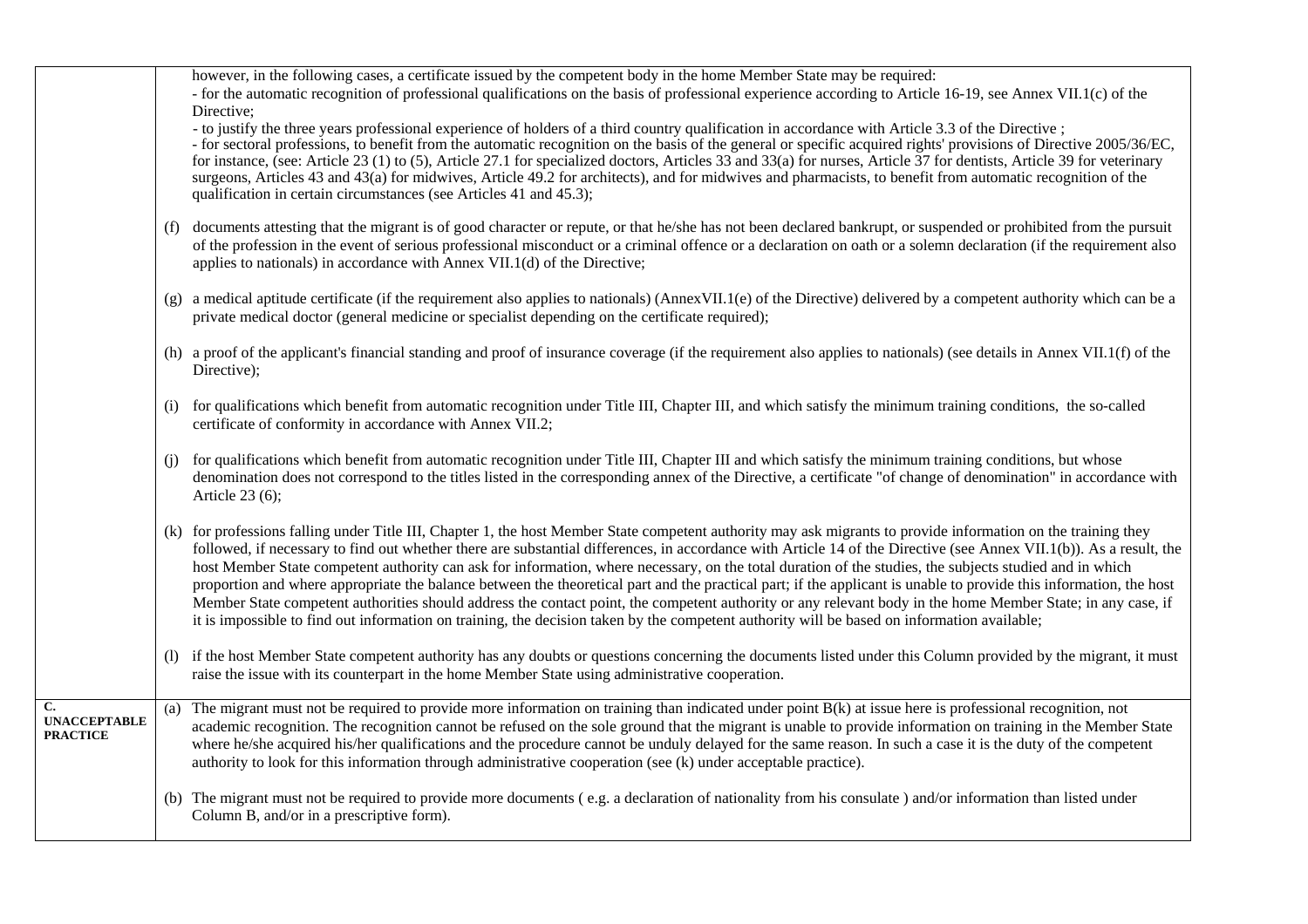| | |
|---|---|
| | however, in the following cases, a certificate issued by the competent body in the home Member State may be required:<br>- for the automatic recognition of professional qualifications on the basis of professional experience according to Article 16-19, see Annex VII.1(c) of the Directive;<br>- to justify the three years professional experience of holders of a third country qualification in accordance with Article 3.3 of the Directive ;<br>- for sectoral professions, to benefit from the automatic recognition on the basis of the general or specific acquired rights' provisions of Directive 2005/36/EC, for instance, (see: Article 23 (1) to (5), Article 27.1 for specialized doctors, Articles 33 and 33(a) for nurses, Article 37 for dentists, Article 39 for veterinary surgeons, Articles 43 and 43(a) for midwives, Article 49.2 for architects), and for midwives and pharmacists, to benefit from automatic recognition of the qualification in certain circumstances (see Articles 41 and 45.3);<br><br>(f) documents attesting that the migrant is of good character or repute, or that he/she has not been declared bankrupt, or suspended or prohibited from the pursuit of the profession in the event of serious professional misconduct or a criminal offence or a declaration on oath or a solemn declaration (if the requirement also applies to nationals) in accordance with Annex VII.1(d) of the Directive;<br><br>(g) a medical aptitude certificate (if the requirement also applies to nationals) (AnnexVII.1(e) of the Directive) delivered by a competent authority which can be a private medical doctor (general medicine or specialist depending on the certificate required);<br><br>(h) a proof of the applicant's financial standing and proof of insurance coverage (if the requirement also applies to nationals) (see details in Annex VII.1(f) of the Directive);<br><br>(i) for qualifications which benefit from automatic recognition under Title III, Chapter III, and which satisfy the minimum training conditions, the so-called certificate of conformity in accordance with Annex VII.2;<br><br>(j) for qualifications which benefit from automatic recognition under Title III, Chapter III and which satisfy the minimum training conditions, but whose denomination does not correspond to the titles listed in the corresponding annex of the Directive, a certificate "of change of denomination" in accordance with Article 23 (6);<br><br>(k) for professions falling under Title III, Chapter 1, the host Member State competent authority may ask migrants to provide information on the training they followed, if necessary to find out whether there are substantial differences, in accordance with Article 14 of the Directive (see Annex VII.1(b)). As a result, the host Member State competent authority can ask for information, where necessary, on the total duration of the studies, the subjects studied and in which proportion and where appropriate the balance between the theoretical part and the practical part; if the applicant is unable to provide this information, the host Member State competent authorities should address the contact point, the competent authority or any relevant body in the home Member State; in any case, if it is impossible to find out information on training, the decision taken by the competent authority will be based on information available;<br><br>(l) if the host Member State competent authority has any doubts or questions concerning the documents listed under this Column provided by the migrant, it must raise the issue with its counterpart in the home Member State using administrative cooperation. |
| **C. UNACCEPTABLE PRACTICE** | (a) The migrant must not be required to provide more information on training than indicated under point B(k) at issue here is professional recognition, not academic recognition. The recognition cannot be refused on the sole ground that the migrant is unable to provide information on training in the Member State where he/she acquired his/her qualifications and the procedure cannot be unduly delayed for the same reason. In such a case it is the duty of the competent authority to look for this information through administrative cooperation (see (k) under acceptable practice).<br><br>(b) The migrant must not be required to provide more documents ( e.g. a declaration of nationality from his consulate ) and/or information than listed under Column B, and/or in a prescriptive form). |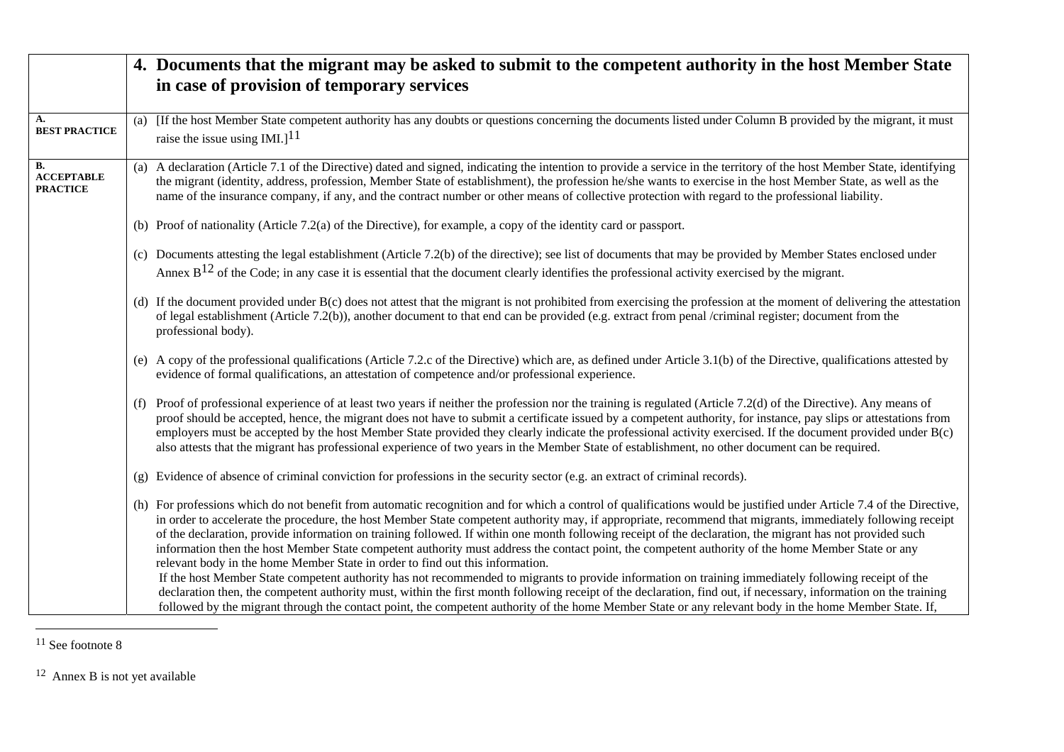| | 4. Documents that the migrant may be asked to submit to the competent authority in the host Member State in case of provision of temporary services |
|---|---|
| **A. BEST PRACTICE** | (a) [If the host Member State competent authority has any doubts or questions concerning the documents listed under Column B provided by the migrant, it must raise the issue using IMI.][11] |
| **B. ACCEPTABLE PRACTICE** | (a) A declaration (Article 7.1 of the Directive) dated and signed, indicating the intention to provide a service in the territory of the host Member State, identifying the migrant (identity, address, profession, Member State of establishment), the profession he/she wants to exercise in the host Member State, as well as the name of the insurance company, if any, and the contract number or other means of collective protection with regard to the professional liability.<br><br>(b) Proof of nationality (Article 7.2(a) of the Directive), for example, a copy of the identity card or passport.<br><br>(c) Documents attesting the legal establishment (Article 7.2(b) of the directive); see list of documents that may be provided by Member States enclosed under Annex B[12] of the Code; in any case it is essential that the document clearly identifies the professional activity exercised by the migrant.<br><br>(d) If the document provided under B(c) does not attest that the migrant is not prohibited from exercising the profession at the moment of delivering the attestation of legal establishment (Article 7.2(b)), another document to that end can be provided (e.g. extract from penal /criminal register; document from the professional body).<br><br>(e) A copy of the professional qualifications (Article 7.2.c of the Directive) which are, as defined under Article 3.1(b) of the Directive, qualifications attested by evidence of formal qualifications, an attestation of competence and/or professional experience.<br><br>(f) Proof of professional experience of at least two years if neither the profession nor the training is regulated (Article 7.2(d) of the Directive). Any means of proof should be accepted, hence, the migrant does not have to submit a certificate issued by a competent authority, for instance, pay slips or attestations from employers must be accepted by the host Member State provided they clearly indicate the professional activity exercised. If the document provided under B(c) also attests that the migrant has professional experience of two years in the Member State of establishment, no other document can be required.<br><br>(g) Evidence of absence of criminal conviction for professions in the security sector (e.g. an extract of criminal records).<br><br>(h) For professions which do not benefit from automatic recognition and for which a control of qualifications would be justified under Article 7.4 of the Directive, in order to accelerate the procedure, the host Member State competent authority may, if appropriate, recommend that migrants, immediately following receipt of the declaration, provide information on training followed. If within one month following receipt of the declaration, the migrant has not provided such information then the host Member State competent authority must address the contact point, the competent authority of the home Member State or any relevant body in the home Member State in order to find out this information.<br>If the host Member State competent authority has not recommended to migrants to provide information on training immediately following receipt of the declaration then, the competent authority must, within the first month following receipt of the declaration, find out, if necessary, information on the training followed by the migrant through the contact point, the competent authority of the home Member State or any relevant body in the home Member State. If, |

[11] See footnote 8

[12] Annex B is not yet available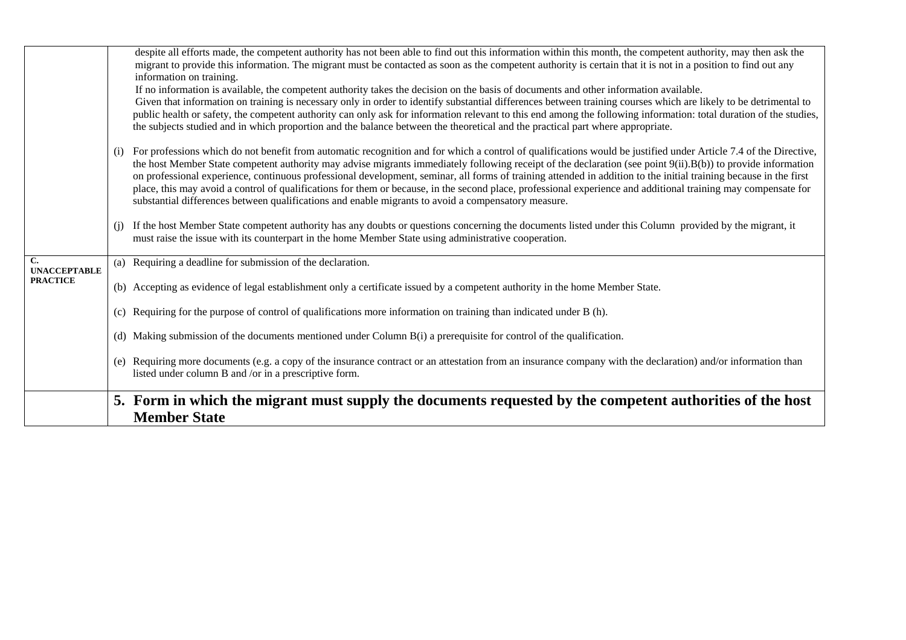|  |  |
|---|---|
|  | despite all efforts made, the competent authority has not been able to find out this information within this month, the competent authority, may then ask the migrant to provide this information. The migrant must be contacted as soon as the competent authority is certain that it is not in a position to find out any information on training.<br>If no information is available, the competent authority takes the decision on the basis of documents and other information available.<br>Given that information on training is necessary only in order to identify substantial differences between training courses which are likely to be detrimental to public health or safety, the competent authority can only ask for information relevant to this end among the following information: total duration of the studies, the subjects studied and in which proportion and the balance between the theoretical and the practical part where appropriate.<br><br>(i) For professions which do not benefit from automatic recognition and for which a control of qualifications would be justified under Article 7.4 of the Directive, the host Member State competent authority may advise migrants immediately following receipt of the declaration (see point 9(ii).B(b)) to provide information on professional experience, continuous professional development, seminar, all forms of training attended in addition to the initial training because in the first place, this may avoid a control of qualifications for them or because, in the second place, professional experience and additional training may compensate for substantial differences between qualifications and enable migrants to avoid a compensatory measure.<br><br>(j) If the host Member State competent authority has any doubts or questions concerning the documents listed under this Column provided by the migrant, it must raise the issue with its counterpart in the home Member State using administrative cooperation. |
| **C. UNACCEPTABLE PRACTICE** | (a) Requiring a deadline for submission of the declaration.<br><br>(b) Accepting as evidence of legal establishment only a certificate issued by a competent authority in the home Member State.<br><br>(c) Requiring for the purpose of control of qualifications more information on training than indicated under B (h).<br><br>(d) Making submission of the documents mentioned under Column B(i) a prerequisite for control of the qualification.<br><br>(e) Requiring more documents (e.g. a copy of the insurance contract or an attestation from an insurance company with the declaration) and/or information than listed under column B and /or in a prescriptive form. |
|  | **5. Form in which the migrant must supply the documents requested by the competent authorities of the host Member State** |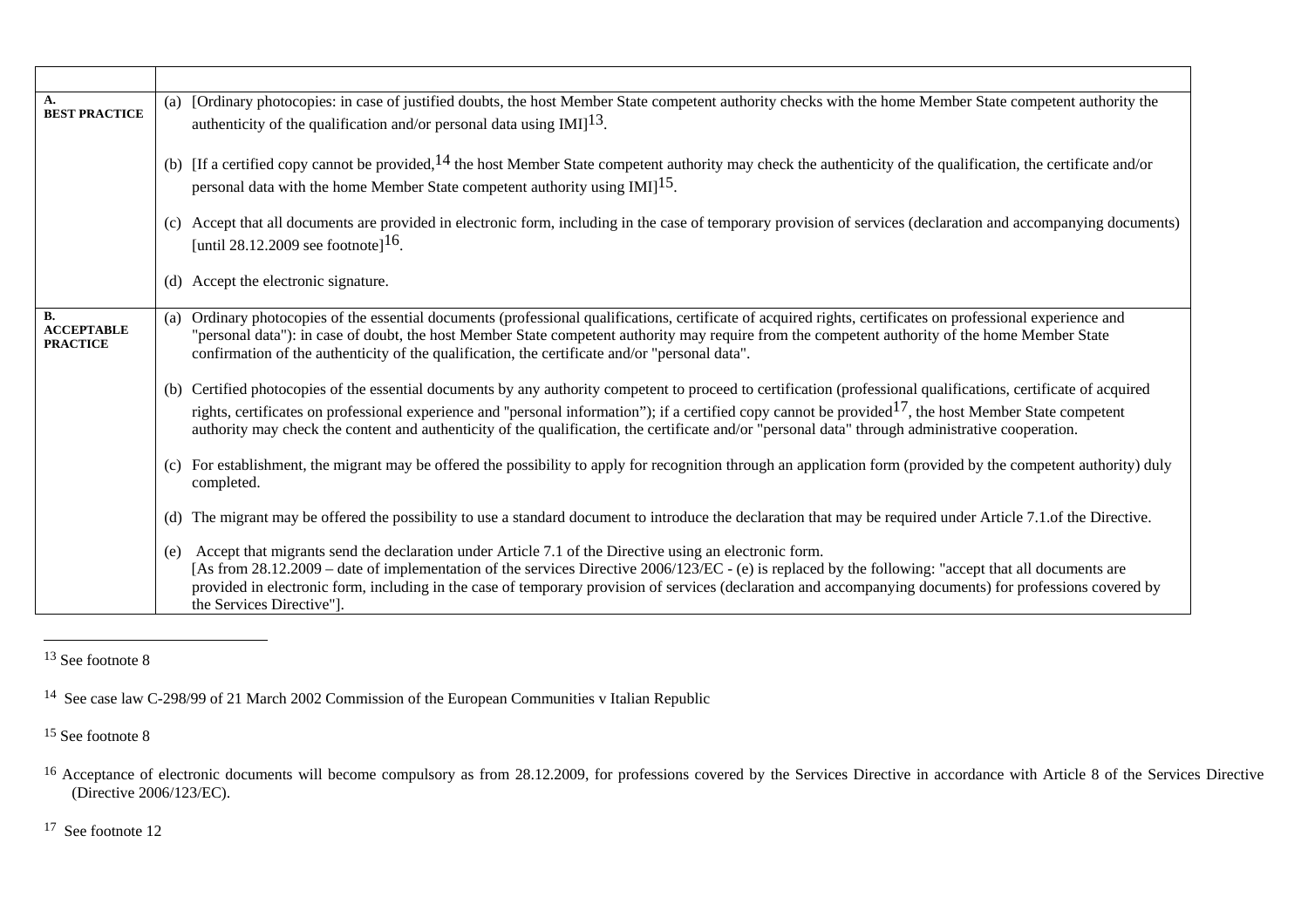| | |
|---|---|
| **A. BEST PRACTICE** | (a) [Ordinary photocopies: in case of justified doubts, the host Member State competent authority checks with the home Member State competent authority the authenticity of the qualification and/or personal data using IMI][13].<br><br>(b) [If a certified copy cannot be provided,[14] the host Member State competent authority may check the authenticity of the qualification, the certificate and/or personal data with the home Member State competent authority using IMI][15].<br><br>(c) Accept that all documents are provided in electronic form, including in the case of temporary provision of services (declaration and accompanying documents) [until 28.12.2009 see footnote][16].<br><br>(d) Accept the electronic signature. |
| **B. ACCEPTABLE PRACTICE** | (a) Ordinary photocopies of the essential documents (professional qualifications, certificate of acquired rights, certificates on professional experience and "personal data"): in case of doubt, the host Member State competent authority may require from the competent authority of the home Member State confirmation of the authenticity of the qualification, the certificate and/or "personal data".<br><br>(b) Certified photocopies of the essential documents by any authority competent to proceed to certification (professional qualifications, certificate of acquired rights, certificates on professional experience and "personal information"); if a certified copy cannot be provided[17], the host Member State competent authority may check the content and authenticity of the qualification, the certificate and/or "personal data" through administrative cooperation.<br><br>(c) For establishment, the migrant may be offered the possibility to apply for recognition through an application form (provided by the competent authority) duly completed.<br><br>(d) The migrant may be offered the possibility to use a standard document to introduce the declaration that may be required under Article 7.1.of the Directive.<br><br>(e) Accept that migrants send the declaration under Article 7.1 of the Directive using an electronic form. [As from 28.12.2009 – date of implementation of the services Directive 2006/123/EC - (e) is replaced by the following: "accept that all documents are provided in electronic form, including in the case of temporary provision of services (declaration and accompanying documents) for professions covered by the Services Directive"]. |

[13] See footnote 8

[14] See case law C-298/99 of 21 March 2002 Commission of the European Communities v Italian Republic

[15] See footnote 8

[16] Acceptance of electronic documents will become compulsory as from 28.12.2009, for professions covered by the Services Directive in accordance with Article 8 of the Services Directive (Directive 2006/123/EC).

[17] See footnote 12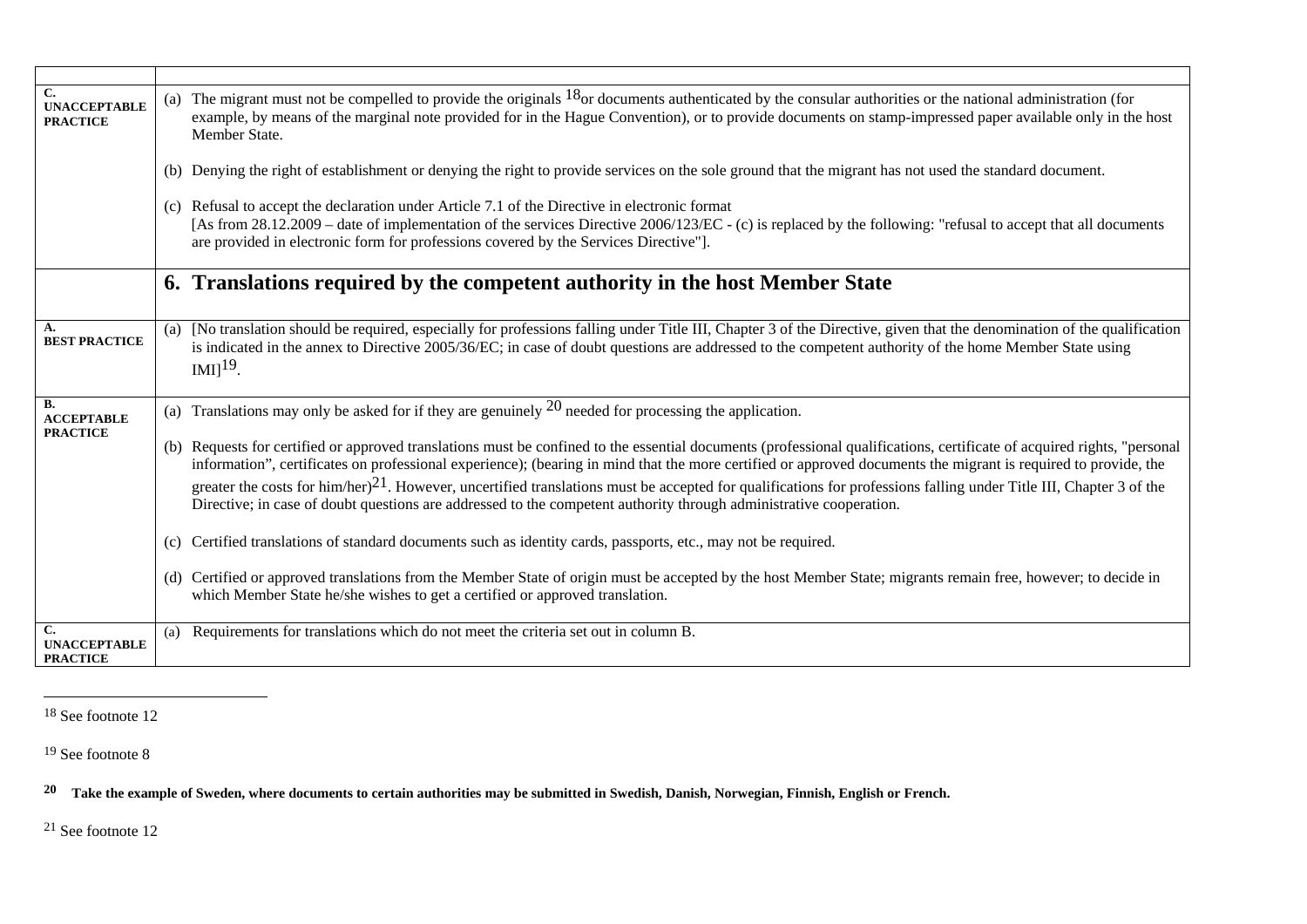| | |
|---|---|
| **C. UNACCEPTABLE PRACTICE** | (a) The migrant must not be compelled to provide the originals [18] or documents authenticated by the consular authorities or the national administration (for example, by means of the marginal note provided for in the Hague Convention), or to provide documents on stamp-impressed paper available only in the host Member State.<br><br>(b) Denying the right of establishment or denying the right to provide services on the sole ground that the migrant has not used the standard document.<br><br>(c) Refusal to accept the declaration under Article 7.1 of the Directive in electronic format<br>[As from 28.12.2009 – date of implementation of the services Directive 2006/123/EC - (c) is replaced by the following: "refusal to accept that all documents are provided in electronic form for professions covered by the Services Directive"]. |
| | **6. Translations required by the competent authority in the host Member State** |
| **A. BEST PRACTICE** | (a) [No translation should be required, especially for professions falling under Title III, Chapter 3 of the Directive, given that the denomination of the qualification is indicated in the annex to Directive 2005/36/EC; in case of doubt questions are addressed to the competent authority of the home Member State using IMI][19]. |
| **B. ACCEPTABLE PRACTICE** | (a) Translations may only be asked for if they are genuinely [20] needed for processing the application.<br><br>(b) Requests for certified or approved translations must be confined to the essential documents (professional qualifications, certificate of acquired rights, "personal information", certificates on professional experience); (bearing in mind that the more certified or approved documents the migrant is required to provide, the greater the costs for him/her)[21]. However, uncertified translations must be accepted for qualifications for professions falling under Title III, Chapter 3 of the Directive; in case of doubt questions are addressed to the competent authority through administrative cooperation.<br><br>(c) Certified translations of standard documents such as identity cards, passports, etc., may not be required.<br><br>(d) Certified or approved translations from the Member State of origin must be accepted by the host Member State; migrants remain free, however; to decide in which Member State he/she wishes to get a certified or approved translation. |
| **C. UNACCEPTABLE PRACTICE** | (a) Requirements for translations which do not meet the criteria set out in column B. |

[18] See footnote 12

[19] See footnote 8

[20] **Take the example of Sweden, where documents to certain authorities may be submitted in Swedish, Danish, Norwegian, Finnish, English or French.**

[21] See footnote 12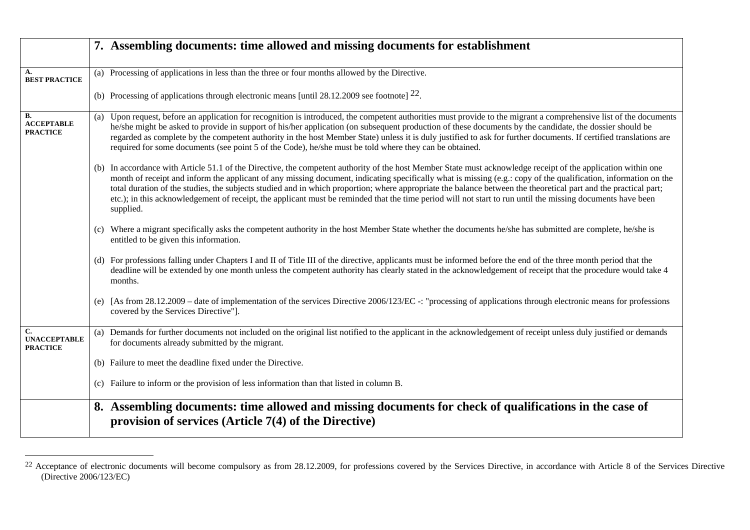| | 7. Assembling documents: time allowed and missing documents for establishment |
|---|---|
| **A. BEST PRACTICE** | (a) Processing of applications in less than the three or four months allowed by the Directive.<br><br>(b) Processing of applications through electronic means [until 28.12.2009 see footnote] [22]. |
| **B. ACCEPTABLE PRACTICE** | (a) Upon request, before an application for recognition is introduced, the competent authorities must provide to the migrant a comprehensive list of the documents he/she might be asked to provide in support of his/her application (on subsequent production of these documents by the candidate, the dossier should be regarded as complete by the competent authority in the host Member State) unless it is duly justified to ask for further documents. If certified translations are required for some documents (see point 5 of the Code), he/she must be told where they can be obtained.<br><br>(b) In accordance with Article 51.1 of the Directive, the competent authority of the host Member State must acknowledge receipt of the application within one month of receipt and inform the applicant of any missing document, indicating specifically what is missing (e.g.: copy of the qualification, information on the total duration of the studies, the subjects studied and in which proportion; where appropriate the balance between the theoretical part and the practical part; etc.); in this acknowledgement of receipt, the applicant must be reminded that the time period will not start to run until the missing documents have been supplied.<br><br>(c) Where a migrant specifically asks the competent authority in the host Member State whether the documents he/she has submitted are complete, he/she is entitled to be given this information.<br><br>(d) For professions falling under Chapters I and II of Title III of the directive, applicants must be informed before the end of the three month period that the deadline will be extended by one month unless the competent authority has clearly stated in the acknowledgement of receipt that the procedure would take 4 months.<br><br>(e) [As from 28.12.2009 – date of implementation of the services Directive 2006/123/EC -: "processing of applications through electronic means for professions covered by the Services Directive"]. |
| **C. UNACCEPTABLE PRACTICE** | (a) Demands for further documents not included on the original list notified to the applicant in the acknowledgement of receipt unless duly justified or demands for documents already submitted by the migrant.<br><br>(b) Failure to meet the deadline fixed under the Directive.<br><br>(c) Failure to inform or the provision of less information than that listed in column B. |
| | **8. Assembling documents: time allowed and missing documents for check of qualifications in the case of provision of services (Article 7(4) of the Directive)** |

[22] Acceptance of electronic documents will become compulsory as from 28.12.2009, for professions covered by the Services Directive, in accordance with Article 8 of the Services Directive (Directive 2006/123/EC)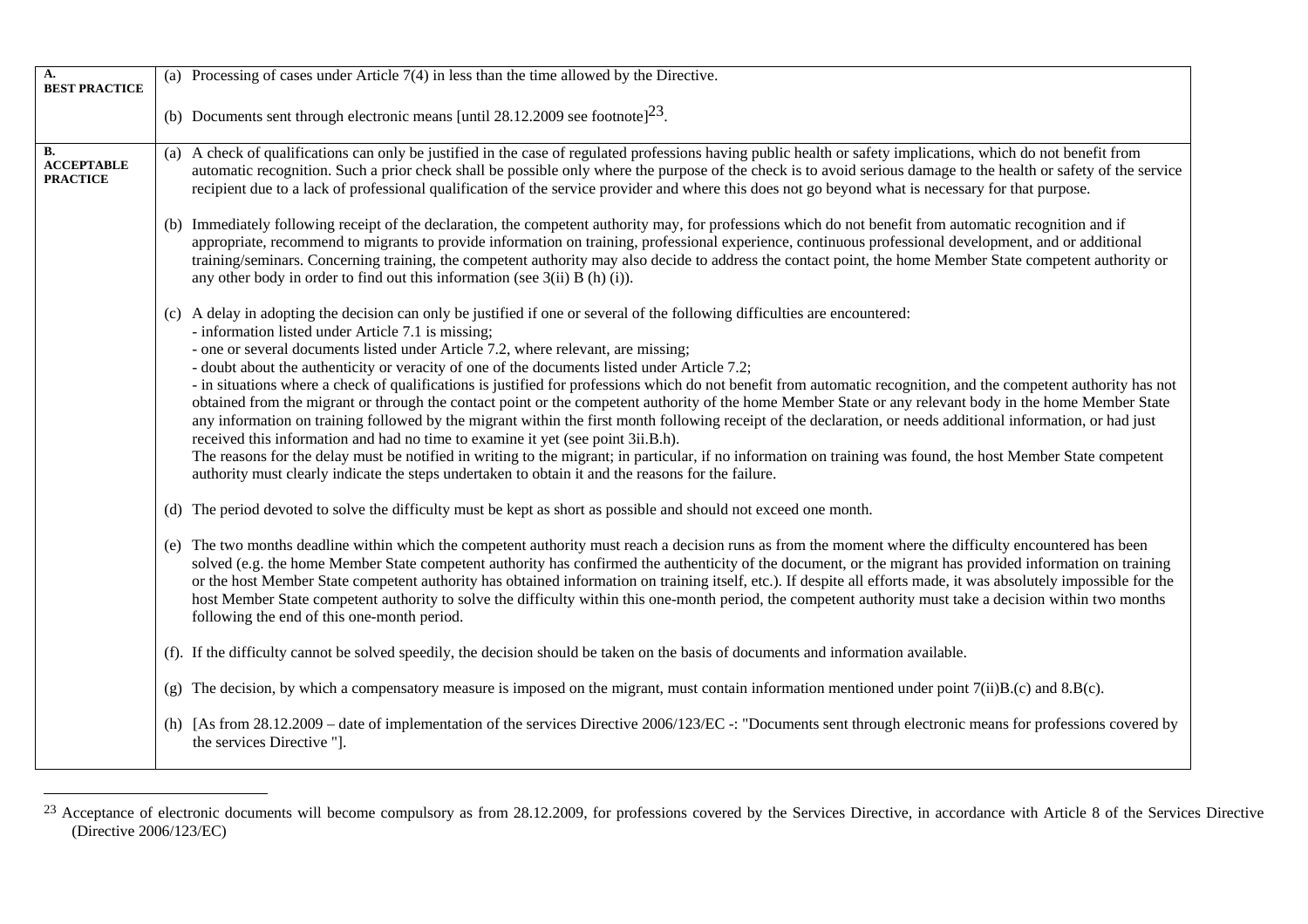| | |
|---|---|
| **A. BEST PRACTICE** | (a) Processing of cases under Article 7(4) in less than the time allowed by the Directive.<br><br>(b) Documents sent through electronic means [until 28.12.2009 see footnote][23]. |
| **B. ACCEPTABLE PRACTICE** | (a) A check of qualifications can only be justified in the case of regulated professions having public health or safety implications, which do not benefit from automatic recognition. Such a prior check shall be possible only where the purpose of the check is to avoid serious damage to the health or safety of the service recipient due to a lack of professional qualification of the service provider and where this does not go beyond what is necessary for that purpose.<br><br>(b) Immediately following receipt of the declaration, the competent authority may, for professions which do not benefit from automatic recognition and if appropriate, recommend to migrants to provide information on training, professional experience, continuous professional development, and or additional training/seminars. Concerning training, the competent authority may also decide to address the contact point, the home Member State competent authority or any other body in order to find out this information (see 3(ii) B (h) (i)).<br><br>(c) A delay in adopting the decision can only be justified if one or several of the following difficulties are encountered:<br>- information listed under Article 7.1 is missing;<br>- one or several documents listed under Article 7.2, where relevant, are missing;<br>- doubt about the authenticity or veracity of one of the documents listed under Article 7.2;<br>- in situations where a check of qualifications is justified for professions which do not benefit from automatic recognition, and the competent authority has not obtained from the migrant or through the contact point or the competent authority of the home Member State or any relevant body in the home Member State any information on training followed by the migrant within the first month following receipt of the declaration, or needs additional information, or had just received this information and had no time to examine it yet (see point 3ii.B.h).<br>The reasons for the delay must be notified in writing to the migrant; in particular, if no information on training was found, the host Member State competent authority must clearly indicate the steps undertaken to obtain it and the reasons for the failure.<br><br>(d) The period devoted to solve the difficulty must be kept as short as possible and should not exceed one month.<br><br>(e) The two months deadline within which the competent authority must reach a decision runs as from the moment where the difficulty encountered has been solved (e.g. the home Member State competent authority has confirmed the authenticity of the document, or the migrant has provided information on training or the host Member State competent authority has obtained information on training itself, etc.). If despite all efforts made, it was absolutely impossible for the host Member State competent authority to solve the difficulty within this one-month period, the competent authority must take a decision within two months following the end of this one-month period.<br><br>(f). If the difficulty cannot be solved speedily, the decision should be taken on the basis of documents and information available.<br><br>(g) The decision, by which a compensatory measure is imposed on the migrant, must contain information mentioned under point 7(ii)B.(c) and 8.B(c).<br><br>(h) [As from 28.12.2009 – date of implementation of the services Directive 2006/123/EC -: "Documents sent through electronic means for professions covered by the services Directive "]. |

[23] Acceptance of electronic documents will become compulsory as from 28.12.2009, for professions covered by the Services Directive, in accordance with Article 8 of the Services Directive (Directive 2006/123/EC)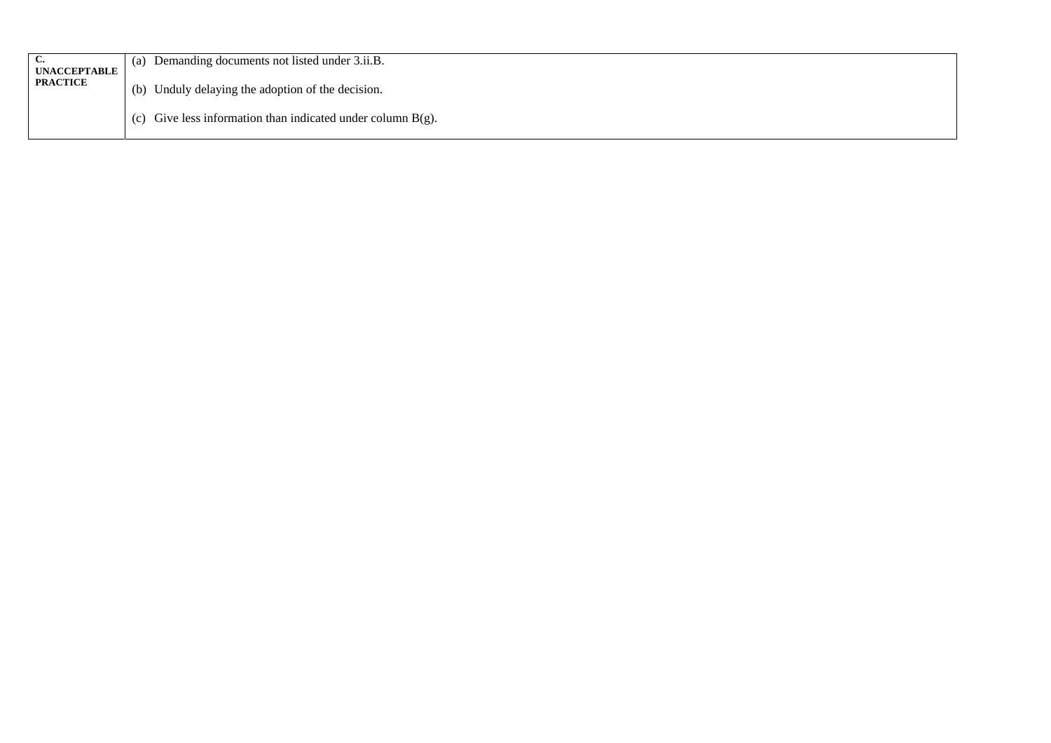| **C. UNACCEPTABLE PRACTICE** | (a) Demanding documents not listed under 3.ii.B.<br><br>(b) Unduly delaying the adoption of the decision.<br><br>(c) Give less information than indicated under column B(g). |
|---|---|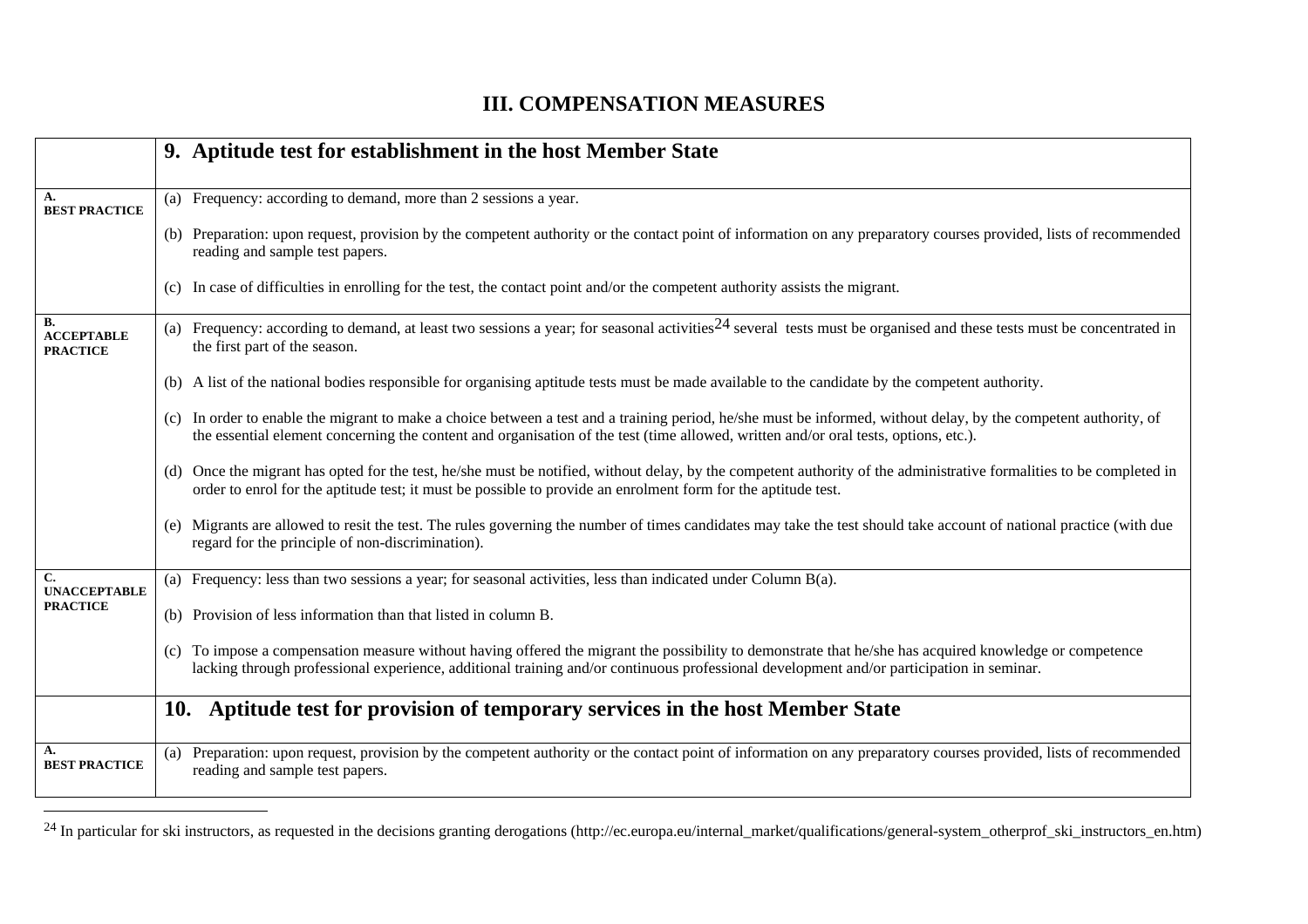## III. COMPENSATION MEASURES

| | 9. Aptitude test for establishment in the host Member State |
|---|---|
| **A. BEST PRACTICE** | (a) Frequency: according to demand, more than 2 sessions a year.<br><br>(b) Preparation: upon request, provision by the competent authority or the contact point of information on any preparatory courses provided, lists of recommended reading and sample test papers.<br><br>(c) In case of difficulties in enrolling for the test, the contact point and/or the competent authority assists the migrant. |
| **B. ACCEPTABLE PRACTICE** | (a) Frequency: according to demand, at least two sessions a year; for seasonal activities[24] several tests must be organised and these tests must be concentrated in the first part of the season.<br><br>(b) A list of the national bodies responsible for organising aptitude tests must be made available to the candidate by the competent authority.<br><br>(c) In order to enable the migrant to make a choice between a test and a training period, he/she must be informed, without delay, by the competent authority, of the essential element concerning the content and organisation of the test (time allowed, written and/or oral tests, options, etc.).<br><br>(d) Once the migrant has opted for the test, he/she must be notified, without delay, by the competent authority of the administrative formalities to be completed in order to enrol for the aptitude test; it must be possible to provide an enrolment form for the aptitude test.<br><br>(e) Migrants are allowed to resit the test. The rules governing the number of times candidates may take the test should take account of national practice (with due regard for the principle of non-discrimination). |
| **C. UNACCEPTABLE PRACTICE** | (a) Frequency: less than two sessions a year; for seasonal activities, less than indicated under Column B(a).<br><br>(b) Provision of less information than that listed in column B.<br><br>(c) To impose a compensation measure without having offered the migrant the possibility to demonstrate that he/she has acquired knowledge or competence lacking through professional experience, additional training and/or continuous professional development and/or participation in seminar. |
| | **10. Aptitude test for provision of temporary services in the host Member State** |
| **A. BEST PRACTICE** | (a) Preparation: upon request, provision by the competent authority or the contact point of information on any preparatory courses provided, lists of recommended reading and sample test papers. |

[24] In particular for ski instructors, as requested in the decisions granting derogations (http://ec.europa.eu/internal_market/qualifications/general-system_otherprof_ski_instructors_en.htm)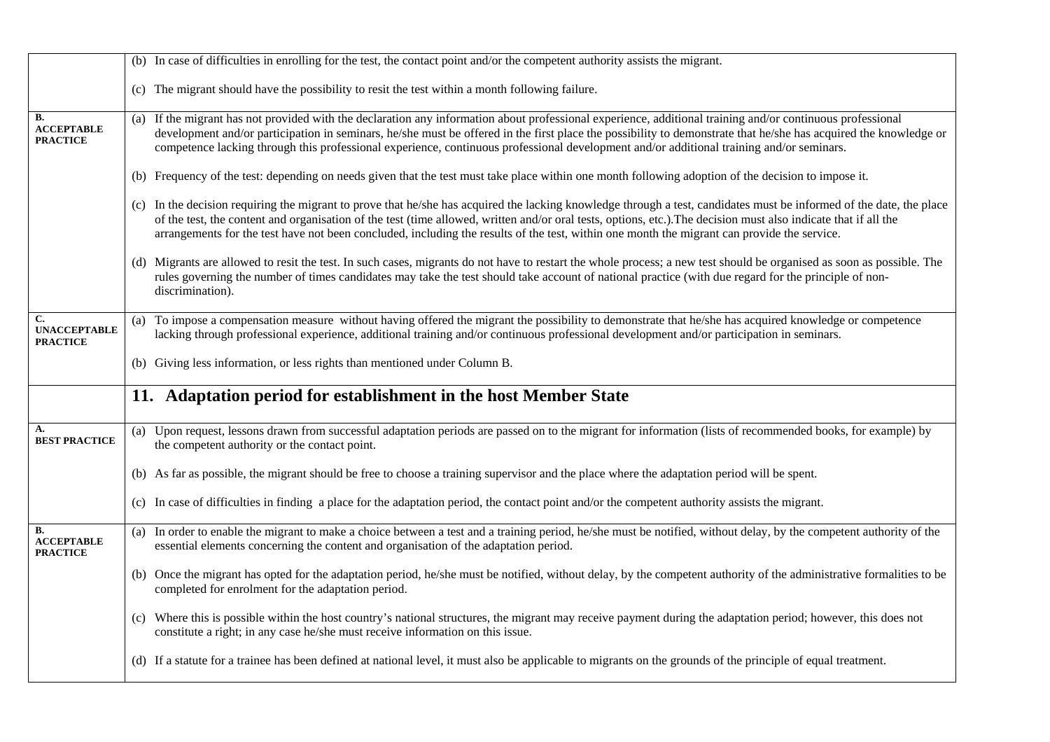| | |
|---|---|
| | (b) In case of difficulties in enrolling for the test, the contact point and/or the competent authority assists the migrant.<br><br>(c) The migrant should have the possibility to resit the test within a month following failure. |
| **B. ACCEPTABLE PRACTICE** | (a) If the migrant has not provided with the declaration any information about professional experience, additional training and/or continuous professional development and/or participation in seminars, he/she must be offered in the first place the possibility to demonstrate that he/she has acquired the knowledge or competence lacking through this professional experience, continuous professional development and/or additional training and/or seminars.<br><br>(b) Frequency of the test: depending on needs given that the test must take place within one month following adoption of the decision to impose it.<br><br>(c) In the decision requiring the migrant to prove that he/she has acquired the lacking knowledge through a test, candidates must be informed of the date, the place of the test, the content and organisation of the test (time allowed, written and/or oral tests, options, etc.).The decision must also indicate that if all the arrangements for the test have not been concluded, including the results of the test, within one month the migrant can provide the service.<br><br>(d) Migrants are allowed to resit the test. In such cases, migrants do not have to restart the whole process; a new test should be organised as soon as possible. The rules governing the number of times candidates may take the test should take account of national practice (with due regard for the principle of non-discrimination). |
| **C. UNACCEPTABLE PRACTICE** | (a) To impose a compensation measure without having offered the migrant the possibility to demonstrate that he/she has acquired knowledge or competence lacking through professional experience, additional training and/or continuous professional development and/or participation in seminars.<br><br>(b) Giving less information, or less rights than mentioned under Column B. |
| | **11. Adaptation period for establishment in the host Member State** |
| **A. BEST PRACTICE** | (a) Upon request, lessons drawn from successful adaptation periods are passed on to the migrant for information (lists of recommended books, for example) by the competent authority or the contact point.<br><br>(b) As far as possible, the migrant should be free to choose a training supervisor and the place where the adaptation period will be spent.<br><br>(c) In case of difficulties in finding a place for the adaptation period, the contact point and/or the competent authority assists the migrant. |
| **B. ACCEPTABLE PRACTICE** | (a) In order to enable the migrant to make a choice between a test and a training period, he/she must be notified, without delay, by the competent authority of the essential elements concerning the content and organisation of the adaptation period.<br><br>(b) Once the migrant has opted for the adaptation period, he/she must be notified, without delay, by the competent authority of the administrative formalities to be completed for enrolment for the adaptation period.<br><br>(c) Where this is possible within the host country's national structures, the migrant may receive payment during the adaptation period; however, this does not constitute a right; in any case he/she must receive information on this issue.<br><br>(d) If a statute for a trainee has been defined at national level, it must also be applicable to migrants on the grounds of the principle of equal treatment. |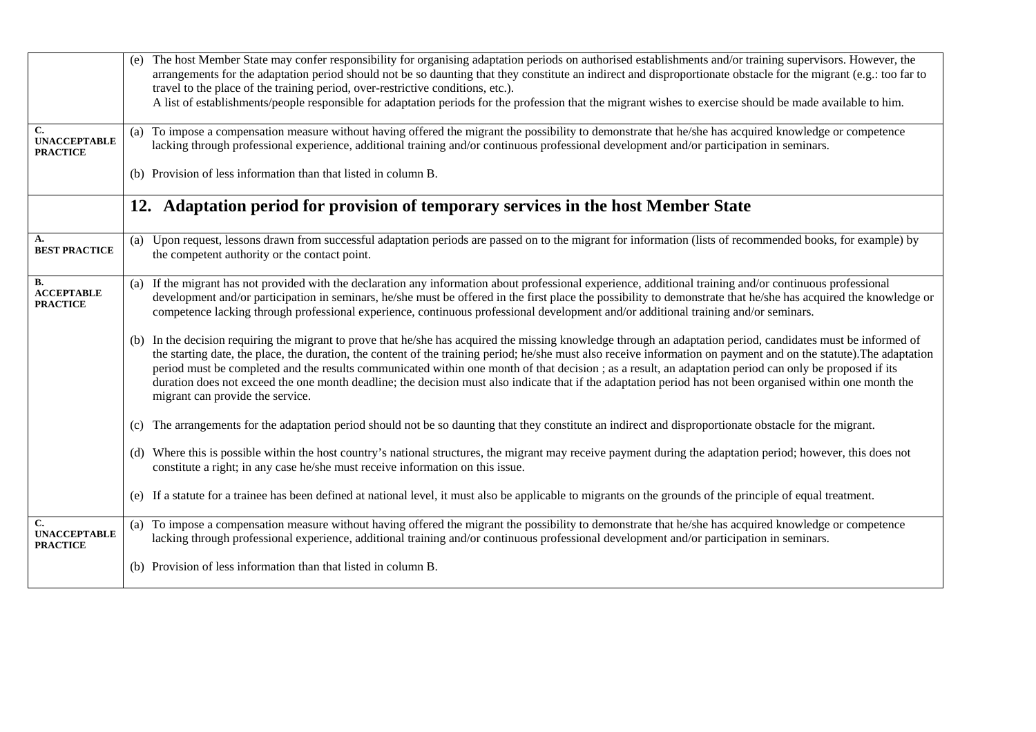| | |
|---|---|
| | (e) The host Member State may confer responsibility for organising adaptation periods on authorised establishments and/or training supervisors. However, the arrangements for the adaptation period should not be so daunting that they constitute an indirect and disproportionate obstacle for the migrant (e.g.: too far to travel to the place of the training period, over-restrictive conditions, etc.).<br>A list of establishments/people responsible for adaptation periods for the profession that the migrant wishes to exercise should be made available to him. |
| **C. UNACCEPTABLE PRACTICE** | (a) To impose a compensation measure without having offered the migrant the possibility to demonstrate that he/she has acquired knowledge or competence lacking through professional experience, additional training and/or continuous professional development and/or participation in seminars.<br><br>(b) Provision of less information than that listed in column B. |
| | **12. Adaptation period for provision of temporary services in the host Member State** |
| **A. BEST PRACTICE** | (a) Upon request, lessons drawn from successful adaptation periods are passed on to the migrant for information (lists of recommended books, for example) by the competent authority or the contact point. |
| **B. ACCEPTABLE PRACTICE** | (a) If the migrant has not provided with the declaration any information about professional experience, additional training and/or continuous professional development and/or participation in seminars, he/she must be offered in the first place the possibility to demonstrate that he/she has acquired the knowledge or competence lacking through professional experience, continuous professional development and/or additional training and/or seminars.<br><br>(b) In the decision requiring the migrant to prove that he/she has acquired the missing knowledge through an adaptation period, candidates must be informed of the starting date, the place, the duration, the content of the training period; he/she must also receive information on payment and on the statute).The adaptation period must be completed and the results communicated within one month of that decision ; as a result, an adaptation period can only be proposed if its duration does not exceed the one month deadline; the decision must also indicate that if the adaptation period has not been organised within one month the migrant can provide the service.<br><br>(c) The arrangements for the adaptation period should not be so daunting that they constitute an indirect and disproportionate obstacle for the migrant.<br><br>(d) Where this is possible within the host country's national structures, the migrant may receive payment during the adaptation period; however, this does not constitute a right; in any case he/she must receive information on this issue.<br><br>(e) If a statute for a trainee has been defined at national level, it must also be applicable to migrants on the grounds of the principle of equal treatment. |
| **C. UNACCEPTABLE PRACTICE** | (a) To impose a compensation measure without having offered the migrant the possibility to demonstrate that he/she has acquired knowledge or competence lacking through professional experience, additional training and/or continuous professional development and/or participation in seminars.<br><br>(b) Provision of less information than that listed in column B. |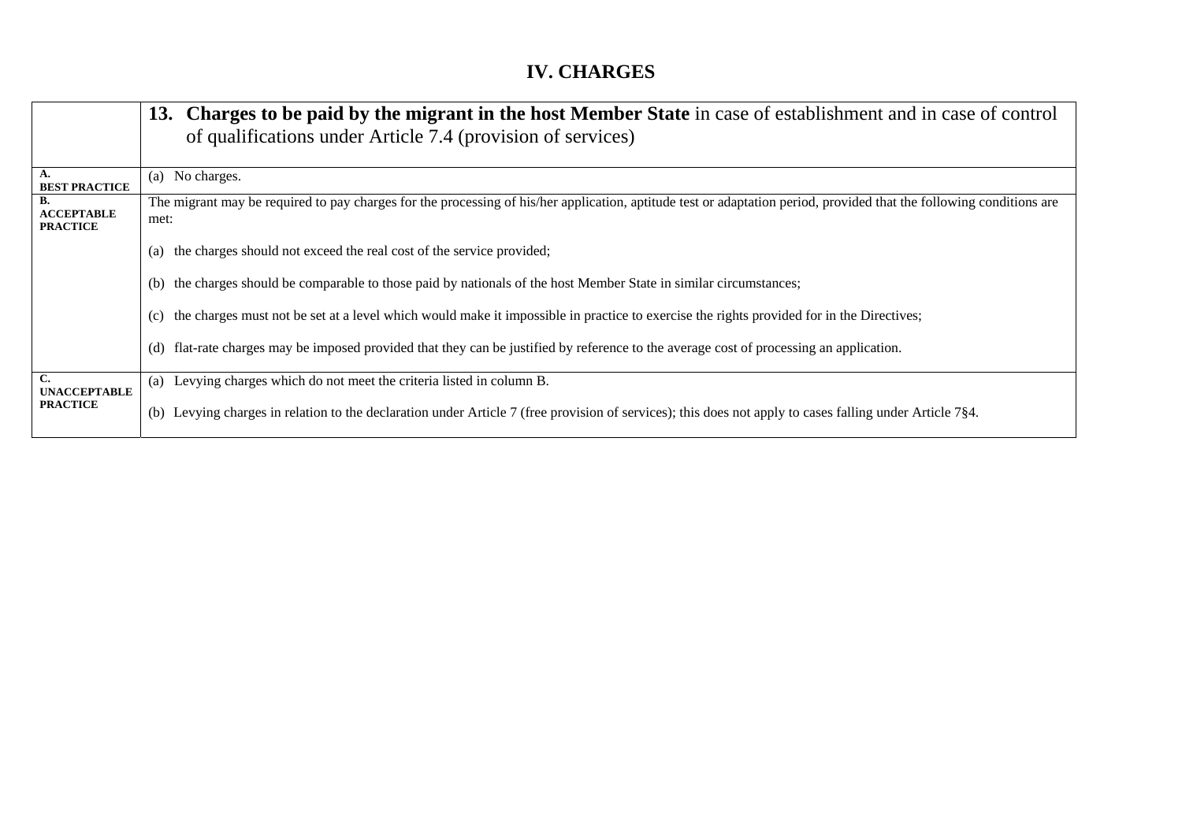## IV. CHARGES

| | **13. Charges to be paid by the migrant in the host Member State** in case of establishment and in case of control of qualifications under Article 7.4 (provision of services) |
|---|---|
| **A. BEST PRACTICE** | (a) No charges. |
| **B. ACCEPTABLE PRACTICE** | The migrant may be required to pay charges for the processing of his/her application, aptitude test or adaptation period, provided that the following conditions are met:<br><br>(a) the charges should not exceed the real cost of the service provided;<br><br>(b) the charges should be comparable to those paid by nationals of the host Member State in similar circumstances;<br><br>(c) the charges must not be set at a level which would make it impossible in practice to exercise the rights provided for in the Directives;<br><br>(d) flat-rate charges may be imposed provided that they can be justified by reference to the average cost of processing an application. |
| **C. UNACCEPTABLE PRACTICE** | (a) Levying charges which do not meet the criteria listed in column B.<br><br>(b) Levying charges in relation to the declaration under Article 7 (free provision of services); this does not apply to cases falling under Article 7§4. |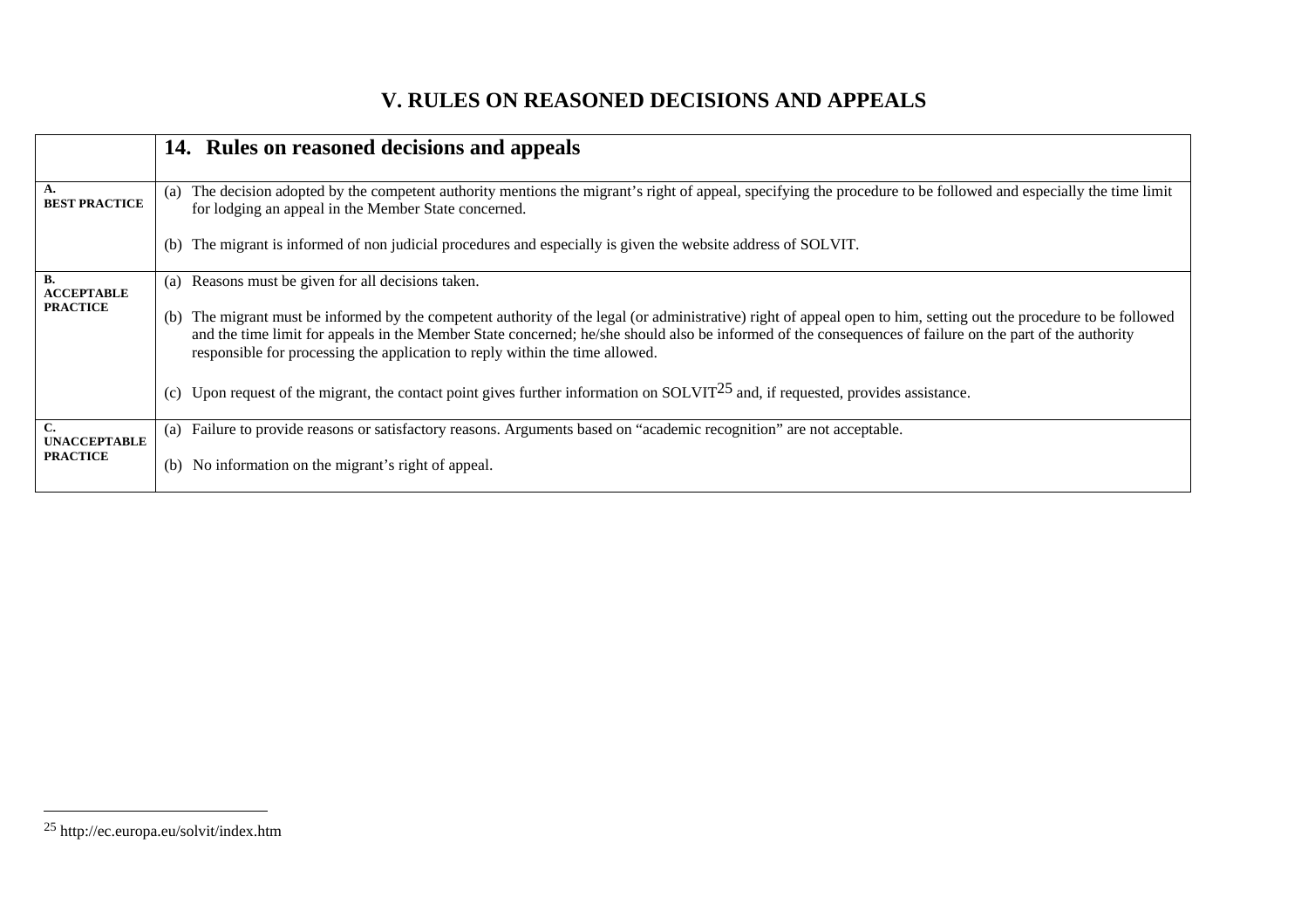# V. RULES ON REASONED DECISIONS AND APPEALS

| | 14. Rules on reasoned decisions and appeals |
|---|---|
| A. BEST PRACTICE | (a) The decision adopted by the competent authority mentions the migrant's right of appeal, specifying the procedure to be followed and especially the time limit for lodging an appeal in the Member State concerned.<br><br>(b) The migrant is informed of non judicial procedures and especially is given the website address of SOLVIT. |
| B. ACCEPTABLE PRACTICE | (a) Reasons must be given for all decisions taken.<br><br>(b) The migrant must be informed by the competent authority of the legal (or administrative) right of appeal open to him, setting out the procedure to be followed and the time limit for appeals in the Member State concerned; he/she should also be informed of the consequences of failure on the part of the authority responsible for processing the application to reply within the time allowed.<br><br>(c) Upon request of the migrant, the contact point gives further information on SOLVIT[25] and, if requested, provides assistance. |
| C. UNACCEPTABLE PRACTICE | (a) Failure to provide reasons or satisfactory reasons. Arguments based on "academic recognition" are not acceptable.<br><br>(b) No information on the migrant's right of appeal. |

[25] http://ec.europa.eu/solvit/index.htm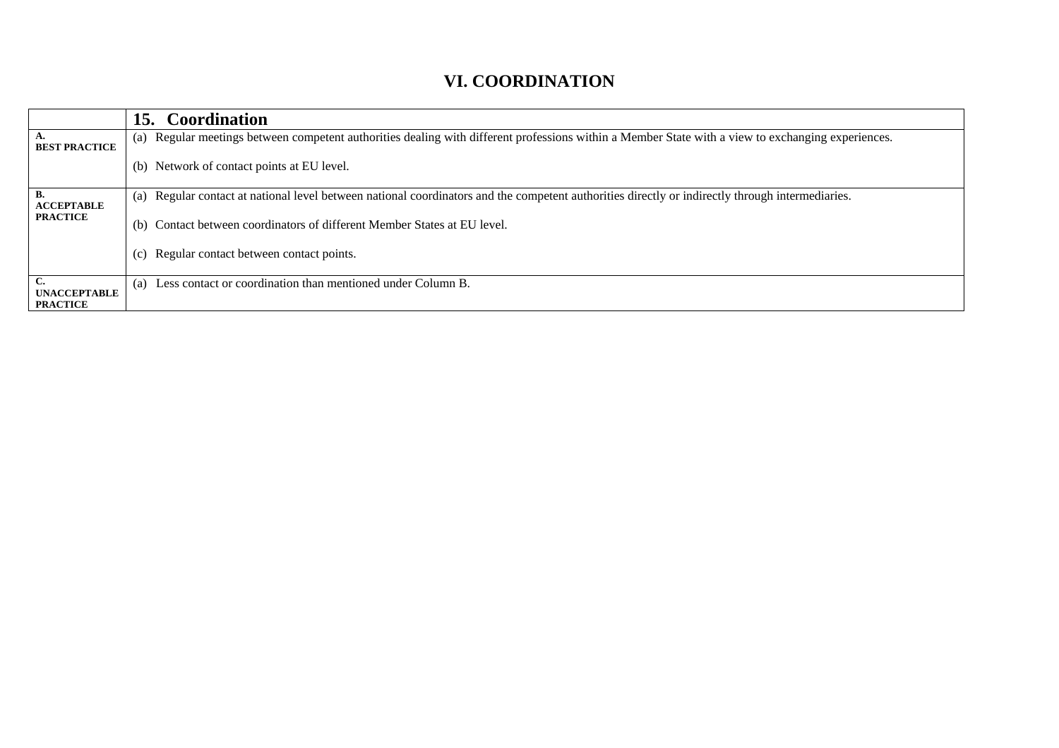# VI. COORDINATION

| | **15. Coordination** |
|---|---|
| **A. BEST PRACTICE** | (a) Regular meetings between competent authorities dealing with different professions within a Member State with a view to exchanging experiences.<br><br>(b) Network of contact points at EU level. |
| **B. ACCEPTABLE PRACTICE** | (a) Regular contact at national level between national coordinators and the competent authorities directly or indirectly through intermediaries.<br><br>(b) Contact between coordinators of different Member States at EU level.<br><br>(c) Regular contact between contact points. |
| **C. UNACCEPTABLE PRACTICE** | (a) Less contact or coordination than mentioned under Column B. |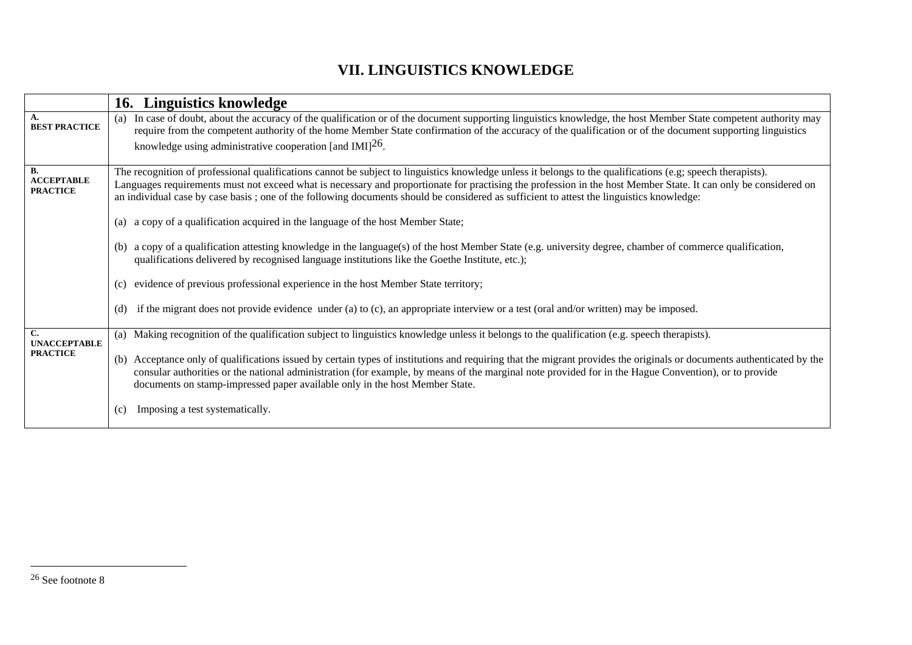# VII. LINGUISTICS KNOWLEDGE

| | **16. Linguistics knowledge** |
|---|---|
| **A. BEST PRACTICE** | (a) In case of doubt, about the accuracy of the qualification or of the document supporting linguistics knowledge, the host Member State competent authority may require from the competent authority of the home Member State confirmation of the accuracy of the qualification or of the document supporting linguistics knowledge using administrative cooperation [and IMI][26]. |
| **B. ACCEPTABLE PRACTICE** | The recognition of professional qualifications cannot be subject to linguistics knowledge unless it belongs to the qualifications (e.g; speech therapists). Languages requirements must not exceed what is necessary and proportionate for practising the profession in the host Member State. It can only be considered on an individual case by case basis ; one of the following documents should be considered as sufficient to attest the linguistics knowledge:<br><br>(a) a copy of a qualification acquired in the language of the host Member State;<br><br>(b) a copy of a qualification attesting knowledge in the language(s) of the host Member State (e.g. university degree, chamber of commerce qualification, qualifications delivered by recognised language institutions like the Goethe Institute, etc.);<br><br>(c) evidence of previous professional experience in the host Member State territory;<br><br>(d) if the migrant does not provide evidence under (a) to (c), an appropriate interview or a test (oral and/or written) may be imposed. |
| **C. UNACCEPTABLE PRACTICE** | (a) Making recognition of the qualification subject to linguistics knowledge unless it belongs to the qualification (e.g. speech therapists).<br><br>(b) Acceptance only of qualifications issued by certain types of institutions and requiring that the migrant provides the originals or documents authenticated by the consular authorities or the national administration (for example, by means of the marginal note provided for in the Hague Convention), or to provide documents on stamp-impressed paper available only in the host Member State.<br><br>(c) Imposing a test systematically. |

[26] See footnote 8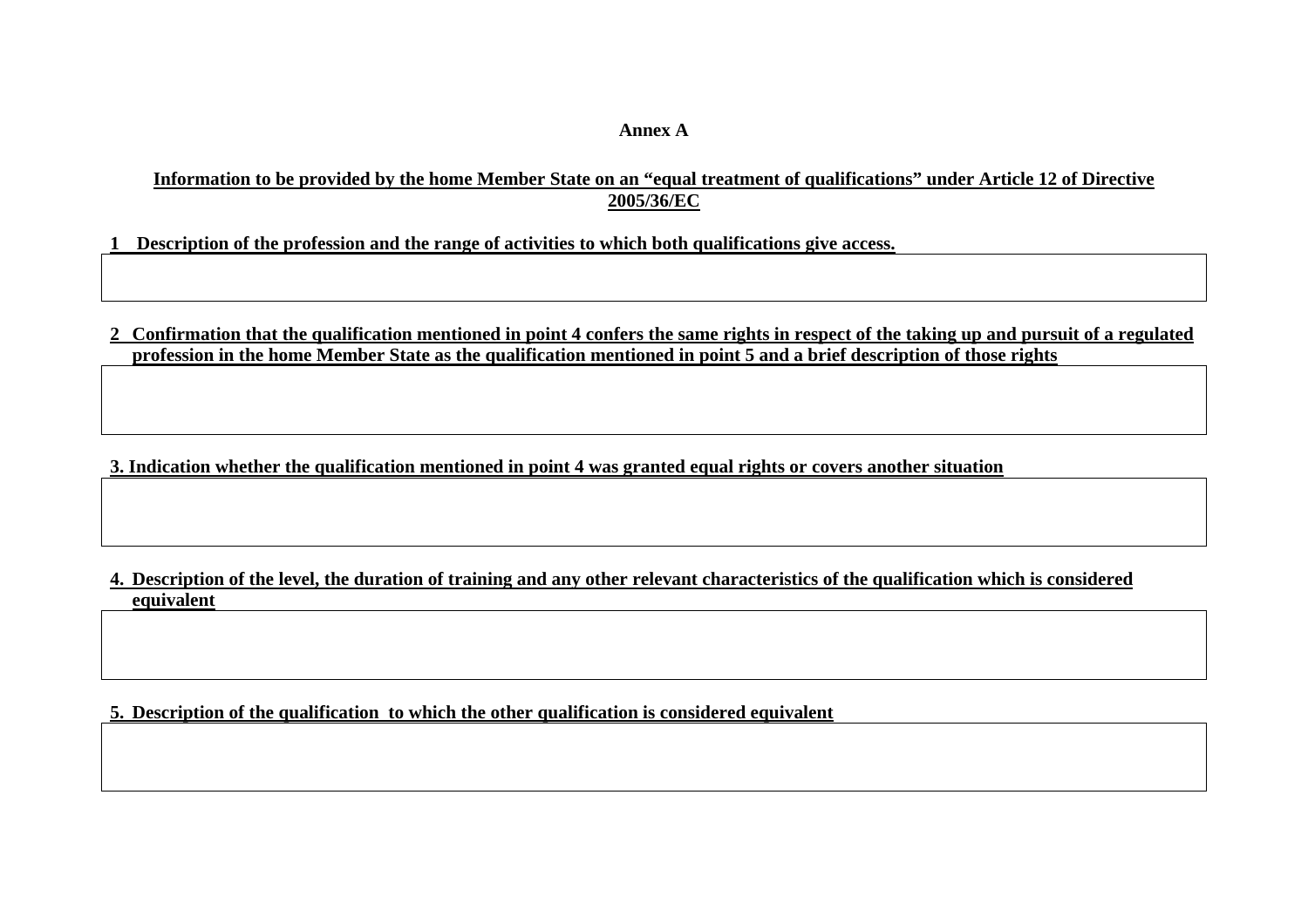**Annex A**

**Information to be provided by the home Member State on an "equal treatment of qualifications" under Article 12 of Directive 2005/36/EC**

**1 Description of the profession and the range of activities to which both qualifications give access.**

| |
|---|
| |

**2 Confirmation that the qualification mentioned in point 4 confers the same rights in respect of the taking up and pursuit of a regulated profession in the home Member State as the qualification mentioned in point 5 and a brief description of those rights**

| |
|---|
| |

**3. Indication whether the qualification mentioned in point 4 was granted equal rights or covers another situation**

| |
|---|
| |

**4. Description of the level, the duration of training and any other relevant characteristics of the qualification which is considered equivalent**

| |
|---|
| |

**5. Description of the qualification to which the other qualification is considered equivalent**

| |
|---|
| |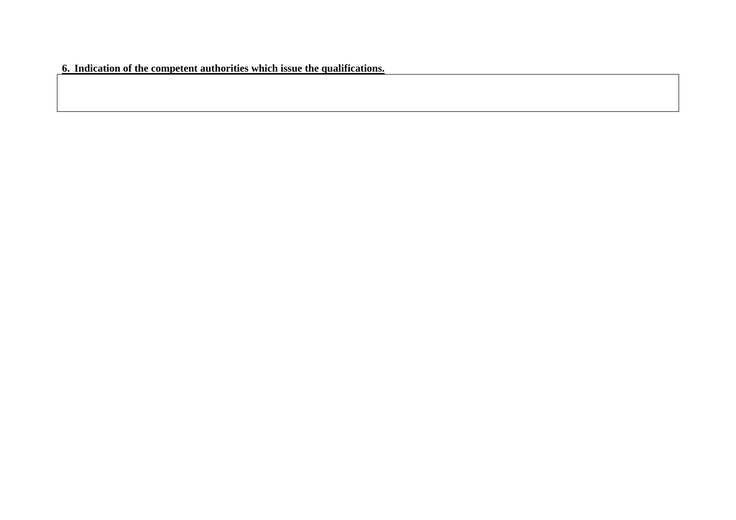**6. Indication of the competent authorities which issue the qualifications.**

| |
|---|
| |